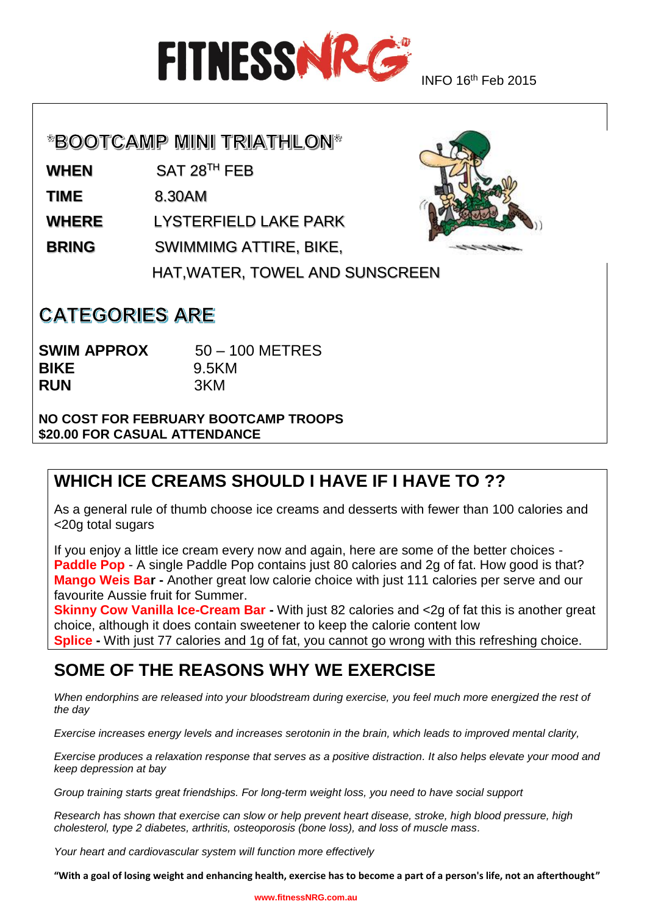# FITNESSNRG

INFO 16th Feb 2015

## *BOOTCAMP MINI TRIATHLON*

| | |
|---|---|
| **WHEN** | SAT 28TH FEB |
| **TIME** | 8.30AM |
| **WHERE** | LYSTERFIELD LAKE PARK |
| **BRING** | SWIMMIMG ATTIRE, BIKE, HAT,WATER, TOWEL AND SUNSCREEN |

## CATEGORIES ARE

| | |
|---|---|
| **SWIM APPROX** | 50 – 100 METRES |
| **BIKE** | 9.5KM |
| **RUN** | 3KM |

**NO COST FOR FEBRUARY BOOTCAMP TROOPS**
**$20.00 FOR CASUAL ATTENDANCE**

## WHICH ICE CREAMS SHOULD I HAVE IF I HAVE TO ??

As a general rule of thumb choose ice creams and desserts with fewer than 100 calories and <20g total sugars

If you enjoy a little ice cream every now and again, here are some of the better choices -
**Paddle Pop** - A single Paddle Pop contains just 80 calories and 2g of fat. How good is that?
**Mango Weis Bar** - Another great low calorie choice with just 111 calories per serve and our favourite Aussie fruit for Summer.
**Skinny Cow Vanilla Ice-Cream Bar** - With just 82 calories and <2g of fat this is another great choice, although it does contain sweetener to keep the calorie content low
**Splice** - With just 77 calories and 1g of fat, you cannot go wrong with this refreshing choice.

## SOME OF THE REASONS WHY WE EXERCISE

*When endorphins are released into your bloodstream during exercise, you feel much more energized the rest of the day*

*Exercise increases energy levels and increases serotonin in the brain, which leads to improved mental clarity,*

*Exercise produces a relaxation response that serves as a positive distraction. It also helps elevate your mood and keep depression at bay*

*Group training starts great friendships. For long-term weight loss, you need to have social support*

*Research has shown that exercise can slow or help prevent heart disease, stroke, high blood pressure, high cholesterol, type 2 diabetes, arthritis, osteoporosis (bone loss), and loss of muscle mass.*

*Your heart and cardiovascular system will function more effectively*

**"With a goal of losing weight and enhancing health, exercise has to become a part of a person's life, not an afterthought"**

www.fitnessNRG.com.au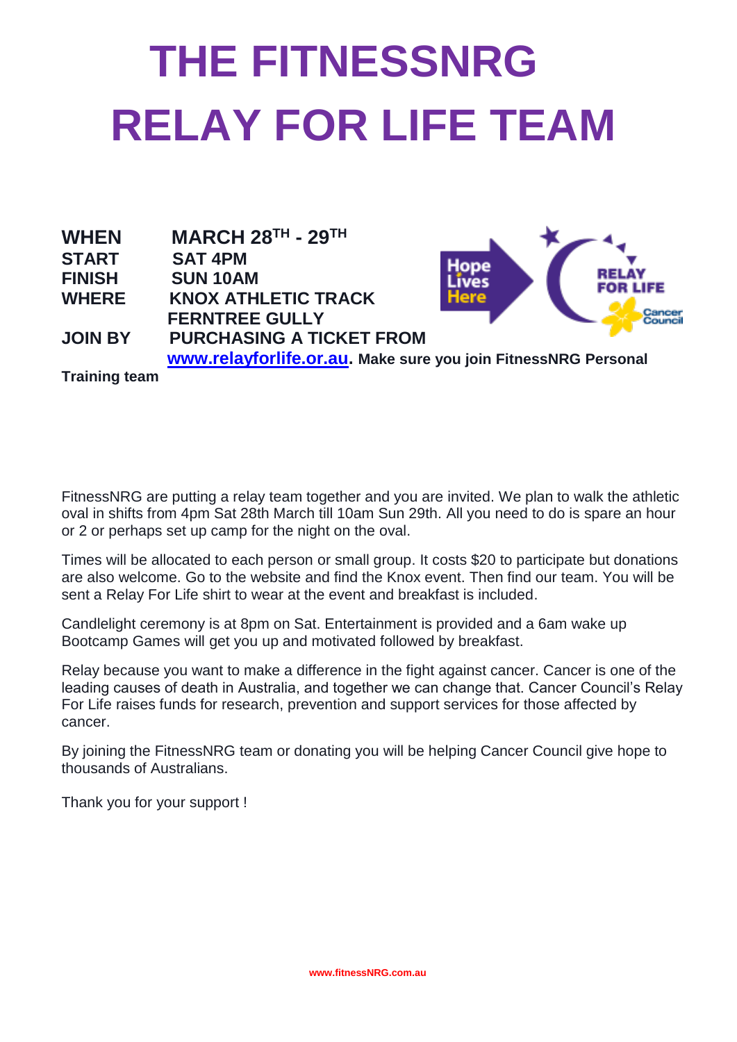# THE FITNESSNRG RELAY FOR LIFE TEAM

**WHEN** MARCH 28TH - 29TH
**START** SAT 4PM
**FINISH** SUN 10AM
**WHERE** KNOX ATHLETIC TRACK FERNTREE GULLY
**JOIN BY** PURCHASING A TICKET FROM www.relayforlife.or.au. Make sure you join FitnessNRG Personal Training team

FitnessNRG are putting a relay team together and you are invited. We plan to walk the athletic oval in shifts from 4pm Sat 28th March till 10am Sun 29th. All you need to do is spare an hour or 2 or perhaps set up camp for the night on the oval.

Times will be allocated to each person or small group. It costs $20 to participate but donations are also welcome. Go to the website and find the Knox event. Then find our team. You will be sent a Relay For Life shirt to wear at the event and breakfast is included.

Candlelight ceremony is at 8pm on Sat. Entertainment is provided and a 6am wake up Bootcamp Games will get you up and motivated followed by breakfast.

Relay because you want to make a difference in the fight against cancer. Cancer is one of the leading causes of death in Australia, and together we can change that. Cancer Council's Relay For Life raises funds for research, prevention and support services for those affected by cancer.

By joining the FitnessNRG team or donating you will be helping Cancer Council give hope to thousands of Australians.

Thank you for your support !

www.fitnessNRG.com.au